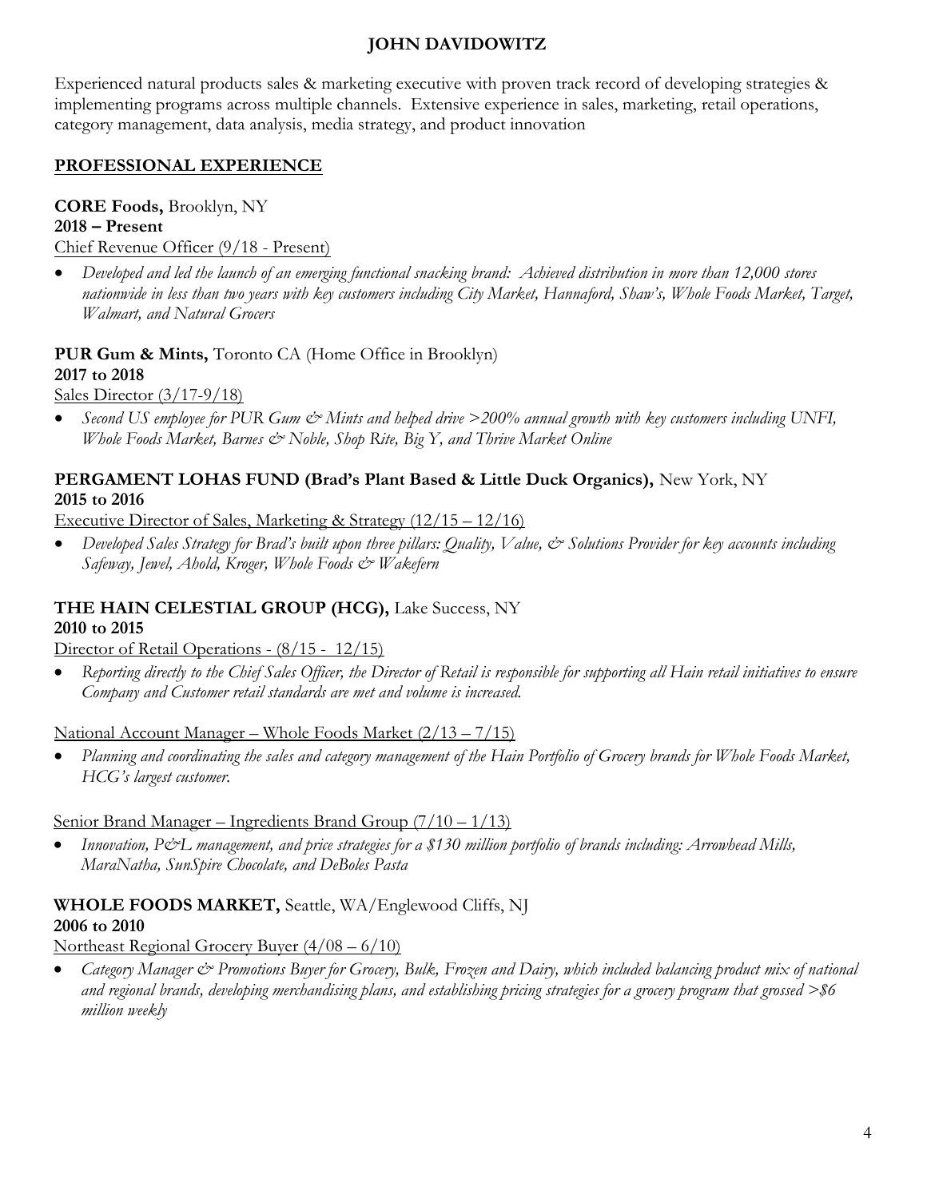# JOHN DAVIDOWITZ

Experienced natural products sales & marketing executive with proven track record of developing strategies & implementing programs across multiple channels. Extensive experience in sales, marketing, retail operations, category management, data analysis, media strategy, and product innovation

## PROFESSIONAL EXPERIENCE

**CORE Foods,** Brooklyn, NY
**2018 – Present**
Chief Revenue Officer (9/18 - Present)

- *Developed and led the launch of an emerging functional snacking brand: Achieved distribution in more than 12,000 stores nationwide in less than two years with key customers including City Market, Hannaford, Shaw's, Whole Foods Market, Target, Walmart, and Natural Grocers*

**PUR Gum & Mints,** Toronto CA (Home Office in Brooklyn)
**2017 to 2018**
Sales Director (3/17-9/18)

- *Second US employee for PUR Gum & Mints and helped drive >200% annual growth with key customers including UNFI, Whole Foods Market, Barnes & Noble, Shop Rite, Big Y, and Thrive Market Online*

**PERGAMENT LOHAS FUND (Brad's Plant Based & Little Duck Organics),** New York, NY
**2015 to 2016**
Executive Director of Sales, Marketing & Strategy (12/15 – 12/16)

- *Developed Sales Strategy for Brad's built upon three pillars: Quality, Value, & Solutions Provider for key accounts including Safeway, Jewel, Ahold, Kroger, Whole Foods & Wakefern*

**THE HAIN CELESTIAL GROUP (HCG),** Lake Success, NY
**2010 to 2015**
Director of Retail Operations - (8/15 - 12/15)

- *Reporting directly to the Chief Sales Officer, the Director of Retail is responsible for supporting all Hain retail initiatives to ensure Company and Customer retail standards are met and volume is increased.*

National Account Manager – Whole Foods Market (2/13 – 7/15)

- *Planning and coordinating the sales and category management of the Hain Portfolio of Grocery brands for Whole Foods Market, HCG's largest customer.*

Senior Brand Manager – Ingredients Brand Group (7/10 – 1/13)

- *Innovation, P&L management, and price strategies for a $130 million portfolio of brands including: Arrowhead Mills, MaraNatha, SunSpire Chocolate, and DeBoles Pasta*

**WHOLE FOODS MARKET,** Seattle, WA/Englewood Cliffs, NJ
**2006 to 2010**
Northeast Regional Grocery Buyer (4/08 – 6/10)

- *Category Manager & Promotions Buyer for Grocery, Bulk, Frozen and Dairy, which included balancing product mix of national and regional brands, developing merchandising plans, and establishing pricing strategies for a grocery program that grossed >$6 million weekly*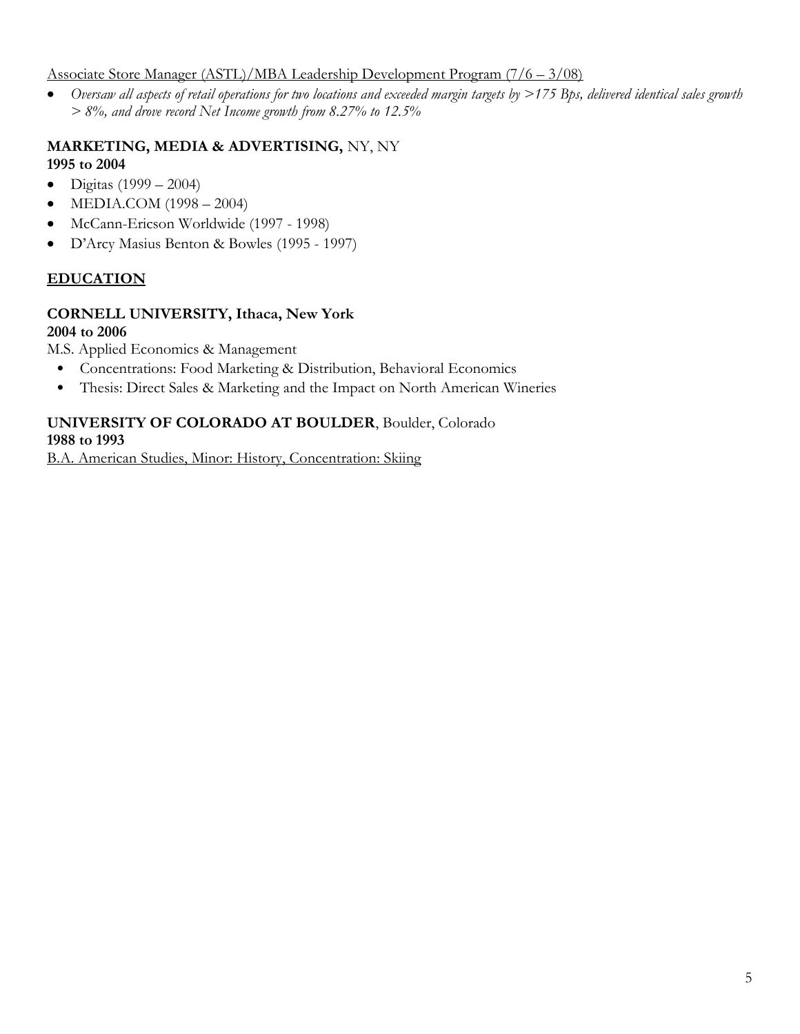Associate Store Manager (ASTL)/MBA Leadership Development Program (7/6 – 3/08)

- *Oversaw all aspects of retail operations for two locations and exceeded margin targets by >175 Bps, delivered identical sales growth > 8%, and drove record Net Income growth from 8.27% to 12.5%*

**MARKETING, MEDIA & ADVERTISING,** NY, NY
**1995 to 2004**

- Digitas (1999 – 2004)
- MEDIA.COM (1998 – 2004)
- McCann-Ericson Worldwide (1997 - 1998)
- D'Arcy Masius Benton & Bowles (1995 - 1997)

## EDUCATION

**CORNELL UNIVERSITY, Ithaca, New York**
**2004 to 2006**

M.S. Applied Economics & Management

- Concentrations: Food Marketing & Distribution, Behavioral Economics
- Thesis: Direct Sales & Marketing and the Impact on North American Wineries

**UNIVERSITY OF COLORADO AT BOULDER**, Boulder, Colorado
**1988 to 1993**

B.A. American Studies, Minor: History, Concentration: Skiing